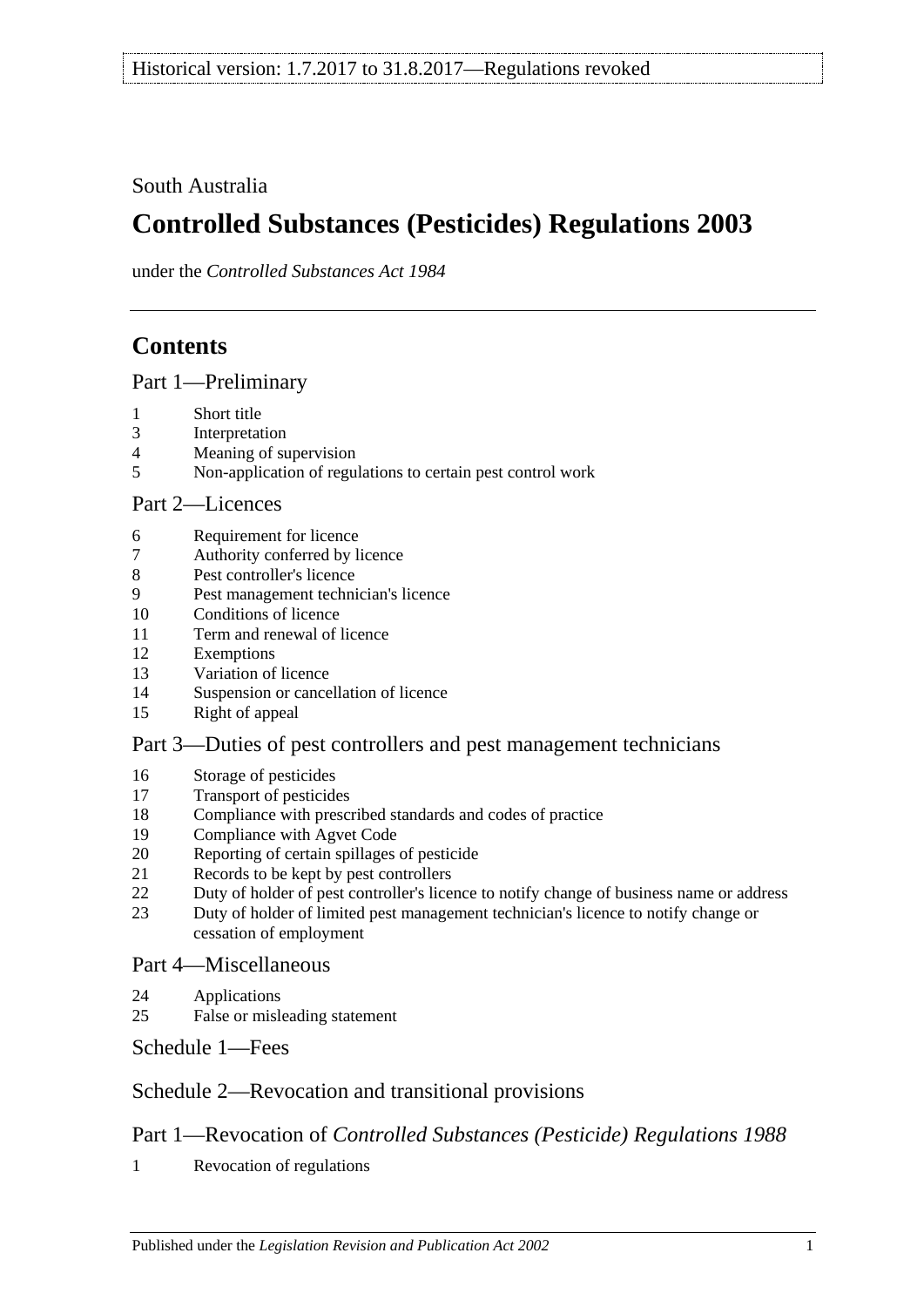Historical version: 1.7.2017 to 31.8.2017—Regulations revoked

South Australia

# Controlled Substances (Pesticides) Regulations 2003

under the *Controlled Substances Act 1984*

## Contents

### Part 1—Preliminary

1 Short title
3 Interpretation
4 Meaning of supervision
5 Non-application of regulations to certain pest control work

### Part 2—Licences

6 Requirement for licence
7 Authority conferred by licence
8 Pest controller's licence
9 Pest management technician's licence
10 Conditions of licence
11 Term and renewal of licence
12 Exemptions
13 Variation of licence
14 Suspension or cancellation of licence
15 Right of appeal

### Part 3—Duties of pest controllers and pest management technicians

16 Storage of pesticides
17 Transport of pesticides
18 Compliance with prescribed standards and codes of practice
19 Compliance with Agvet Code
20 Reporting of certain spillages of pesticide
21 Records to be kept by pest controllers
22 Duty of holder of pest controller's licence to notify change of business name or address
23 Duty of holder of limited pest management technician's licence to notify change or cessation of employment

### Part 4—Miscellaneous

24 Applications
25 False or misleading statement

### Schedule 1—Fees

### Schedule 2—Revocation and transitional provisions

### Part 1—Revocation of *Controlled Substances (Pesticide) Regulations 1988*

1 Revocation of regulations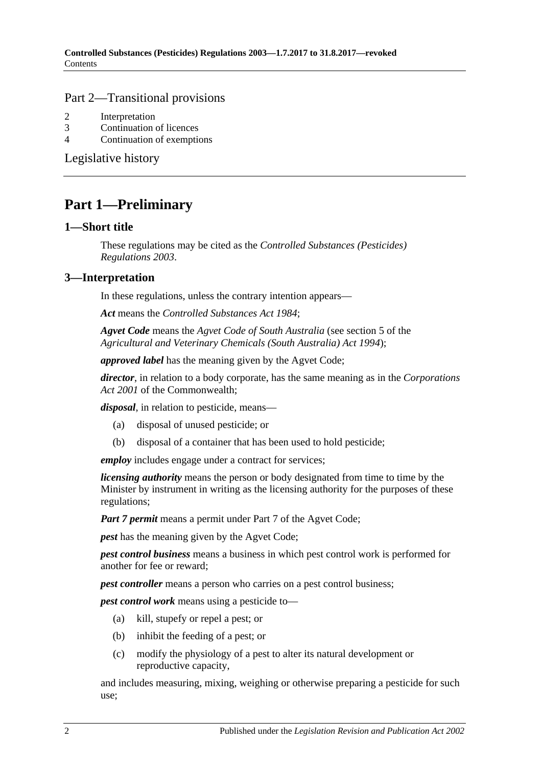## Part 2—Transitional provisions

2 Interpretation
3 Continuation of licences
4 Continuation of exemptions

Legislative history

# Part 1—Preliminary

## 1—Short title

These regulations may be cited as the *Controlled Substances (Pesticides) Regulations 2003*.

## 3—Interpretation

In these regulations, unless the contrary intention appears—

***Act*** means the *Controlled Substances Act 1984*;

***Agvet Code*** means the *Agvet Code of South Australia* (see section 5 of the *Agricultural and Veterinary Chemicals (South Australia) Act 1994*);

***approved label*** has the meaning given by the Agvet Code;

***director***, in relation to a body corporate, has the same meaning as in the *Corporations Act 2001* of the Commonwealth;

***disposal***, in relation to pesticide, means—

(a) disposal of unused pesticide; or

(b) disposal of a container that has been used to hold pesticide;

***employ*** includes engage under a contract for services;

***licensing authority*** means the person or body designated from time to time by the Minister by instrument in writing as the licensing authority for the purposes of these regulations;

***Part 7 permit*** means a permit under Part 7 of the Agvet Code;

***pest*** has the meaning given by the Agvet Code;

***pest control business*** means a business in which pest control work is performed for another for fee or reward;

***pest controller*** means a person who carries on a pest control business;

***pest control work*** means using a pesticide to—

(a) kill, stupefy or repel a pest; or

(b) inhibit the feeding of a pest; or

(c) modify the physiology of a pest to alter its natural development or reproductive capacity,

and includes measuring, mixing, weighing or otherwise preparing a pesticide for such use;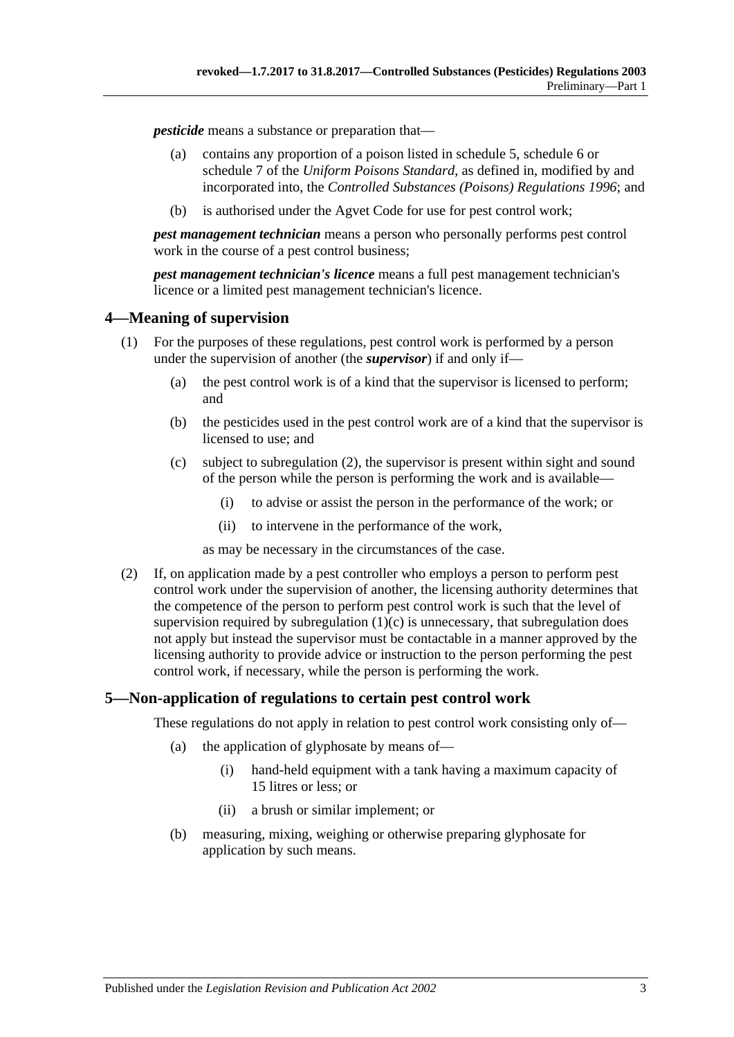***pesticide*** means a substance or preparation that—

(a) contains any proportion of a poison listed in schedule 5, schedule 6 or schedule 7 of the *Uniform Poisons Standard*, as defined in, modified by and incorporated into, the *Controlled Substances (Poisons) Regulations 1996*; and

(b) is authorised under the Agvet Code for use for pest control work;

***pest management technician*** means a person who personally performs pest control work in the course of a pest control business;

***pest management technician's licence*** means a full pest management technician's licence or a limited pest management technician's licence.

## 4—Meaning of supervision

(1) For the purposes of these regulations, pest control work is performed by a person under the supervision of another (the ***supervisor***) if and only if—

(a) the pest control work is of a kind that the supervisor is licensed to perform; and

(b) the pesticides used in the pest control work are of a kind that the supervisor is licensed to use; and

(c) subject to subregulation (2), the supervisor is present within sight and sound of the person while the person is performing the work and is available—

(i) to advise or assist the person in the performance of the work; or

(ii) to intervene in the performance of the work,

as may be necessary in the circumstances of the case.

(2) If, on application made by a pest controller who employs a person to perform pest control work under the supervision of another, the licensing authority determines that the competence of the person to perform pest control work is such that the level of supervision required by subregulation (1)(c) is unnecessary, that subregulation does not apply but instead the supervisor must be contactable in a manner approved by the licensing authority to provide advice or instruction to the person performing the pest control work, if necessary, while the person is performing the work.

## 5—Non-application of regulations to certain pest control work

These regulations do not apply in relation to pest control work consisting only of—

(a) the application of glyphosate by means of—

(i) hand-held equipment with a tank having a maximum capacity of 15 litres or less; or

(ii) a brush or similar implement; or

(b) measuring, mixing, weighing or otherwise preparing glyphosate for application by such means.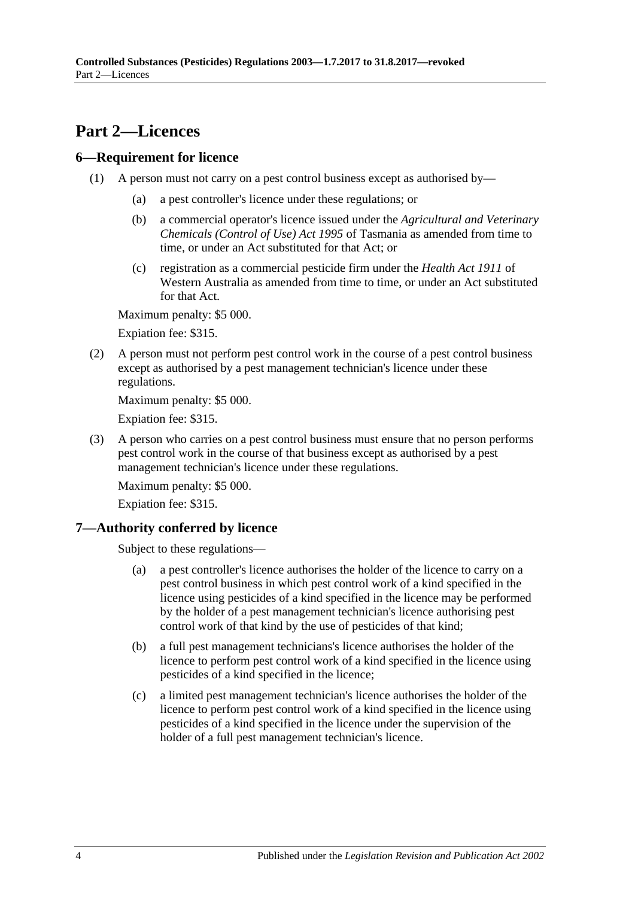# Part 2—Licences

## 6—Requirement for licence

(1) A person must not carry on a pest control business except as authorised by—

(a) a pest controller's licence under these regulations; or

(b) a commercial operator's licence issued under the *Agricultural and Veterinary Chemicals (Control of Use) Act 1995* of Tasmania as amended from time to time, or under an Act substituted for that Act; or

(c) registration as a commercial pesticide firm under the *Health Act 1911* of Western Australia as amended from time to time, or under an Act substituted for that Act.

Maximum penalty: $5 000.

Expiation fee: $315.

(2) A person must not perform pest control work in the course of a pest control business except as authorised by a pest management technician's licence under these regulations.

Maximum penalty: $5 000.

Expiation fee: $315.

(3) A person who carries on a pest control business must ensure that no person performs pest control work in the course of that business except as authorised by a pest management technician's licence under these regulations.

Maximum penalty: $5 000.

Expiation fee: $315.

## 7—Authority conferred by licence

Subject to these regulations—

(a) a pest controller's licence authorises the holder of the licence to carry on a pest control business in which pest control work of a kind specified in the licence using pesticides of a kind specified in the licence may be performed by the holder of a pest management technician's licence authorising pest control work of that kind by the use of pesticides of that kind;

(b) a full pest management technicians's licence authorises the holder of the licence to perform pest control work of a kind specified in the licence using pesticides of a kind specified in the licence;

(c) a limited pest management technician's licence authorises the holder of the licence to perform pest control work of a kind specified in the licence using pesticides of a kind specified in the licence under the supervision of the holder of a full pest management technician's licence.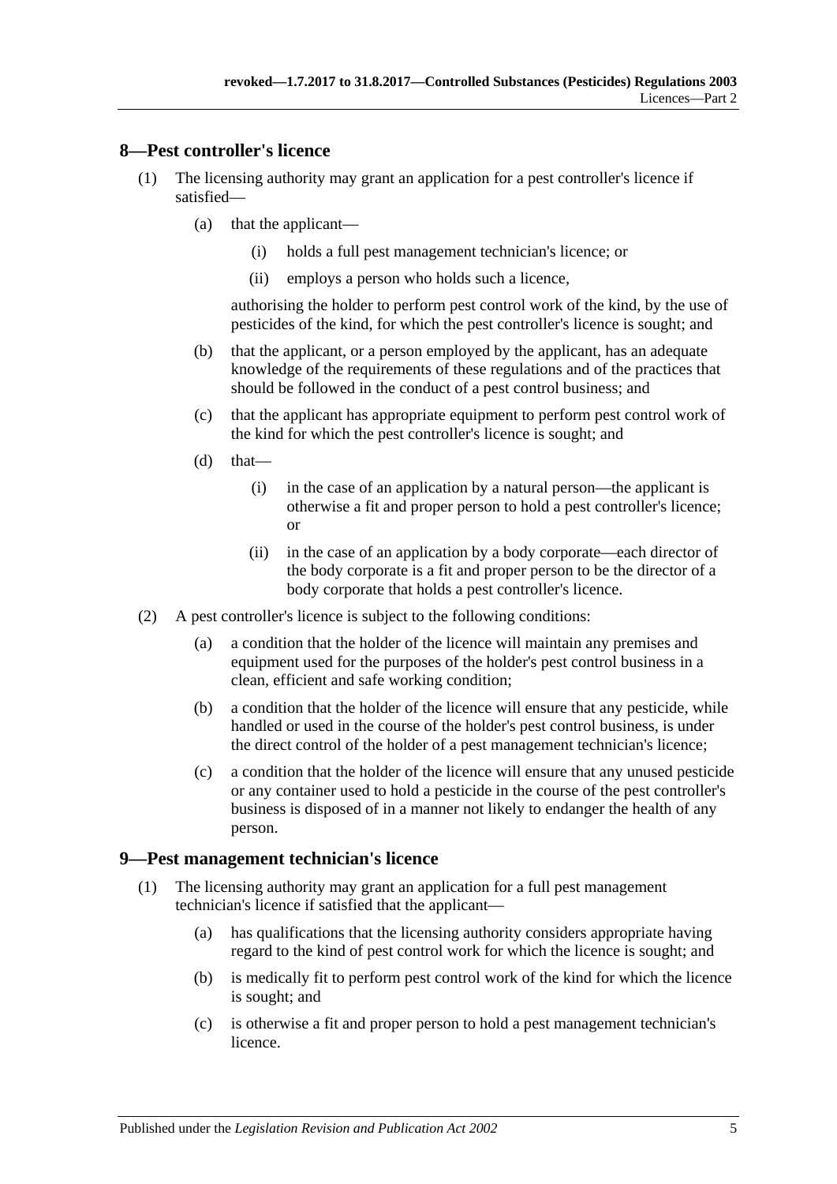## 8—Pest controller's licence

(1) The licensing authority may grant an application for a pest controller's licence if satisfied—

(a) that the applicant—

(i) holds a full pest management technician's licence; or

(ii) employs a person who holds such a licence,

authorising the holder to perform pest control work of the kind, by the use of pesticides of the kind, for which the pest controller's licence is sought; and

(b) that the applicant, or a person employed by the applicant, has an adequate knowledge of the requirements of these regulations and of the practices that should be followed in the conduct of a pest control business; and

(c) that the applicant has appropriate equipment to perform pest control work of the kind for which the pest controller's licence is sought; and

(d) that—

(i) in the case of an application by a natural person—the applicant is otherwise a fit and proper person to hold a pest controller's licence; or

(ii) in the case of an application by a body corporate—each director of the body corporate is a fit and proper person to be the director of a body corporate that holds a pest controller's licence.

(2) A pest controller's licence is subject to the following conditions:

(a) a condition that the holder of the licence will maintain any premises and equipment used for the purposes of the holder's pest control business in a clean, efficient and safe working condition;

(b) a condition that the holder of the licence will ensure that any pesticide, while handled or used in the course of the holder's pest control business, is under the direct control of the holder of a pest management technician's licence;

(c) a condition that the holder of the licence will ensure that any unused pesticide or any container used to hold a pesticide in the course of the pest controller's business is disposed of in a manner not likely to endanger the health of any person.

## 9—Pest management technician's licence

(1) The licensing authority may grant an application for a full pest management technician's licence if satisfied that the applicant—

(a) has qualifications that the licensing authority considers appropriate having regard to the kind of pest control work for which the licence is sought; and

(b) is medically fit to perform pest control work of the kind for which the licence is sought; and

(c) is otherwise a fit and proper person to hold a pest management technician's licence.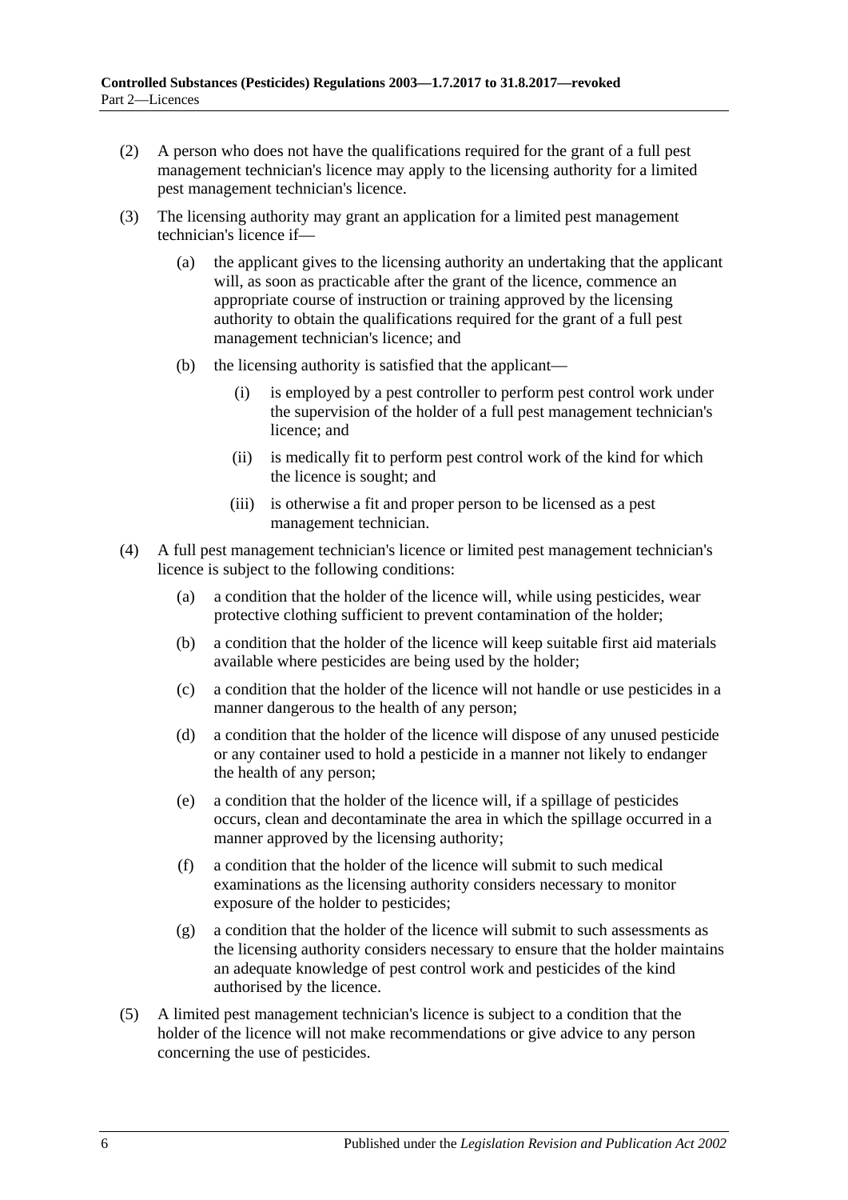(2) A person who does not have the qualifications required for the grant of a full pest management technician's licence may apply to the licensing authority for a limited pest management technician's licence.

(3) The licensing authority may grant an application for a limited pest management technician's licence if—

   (a) the applicant gives to the licensing authority an undertaking that the applicant will, as soon as practicable after the grant of the licence, commence an appropriate course of instruction or training approved by the licensing authority to obtain the qualifications required for the grant of a full pest management technician's licence; and

   (b) the licensing authority is satisfied that the applicant—

      (i) is employed by a pest controller to perform pest control work under the supervision of the holder of a full pest management technician's licence; and

      (ii) is medically fit to perform pest control work of the kind for which the licence is sought; and

      (iii) is otherwise a fit and proper person to be licensed as a pest management technician.

(4) A full pest management technician's licence or limited pest management technician's licence is subject to the following conditions:

   (a) a condition that the holder of the licence will, while using pesticides, wear protective clothing sufficient to prevent contamination of the holder;

   (b) a condition that the holder of the licence will keep suitable first aid materials available where pesticides are being used by the holder;

   (c) a condition that the holder of the licence will not handle or use pesticides in a manner dangerous to the health of any person;

   (d) a condition that the holder of the licence will dispose of any unused pesticide or any container used to hold a pesticide in a manner not likely to endanger the health of any person;

   (e) a condition that the holder of the licence will, if a spillage of pesticides occurs, clean and decontaminate the area in which the spillage occurred in a manner approved by the licensing authority;

   (f) a condition that the holder of the licence will submit to such medical examinations as the licensing authority considers necessary to monitor exposure of the holder to pesticides;

   (g) a condition that the holder of the licence will submit to such assessments as the licensing authority considers necessary to ensure that the holder maintains an adequate knowledge of pest control work and pesticides of the kind authorised by the licence.

(5) A limited pest management technician's licence is subject to a condition that the holder of the licence will not make recommendations or give advice to any person concerning the use of pesticides.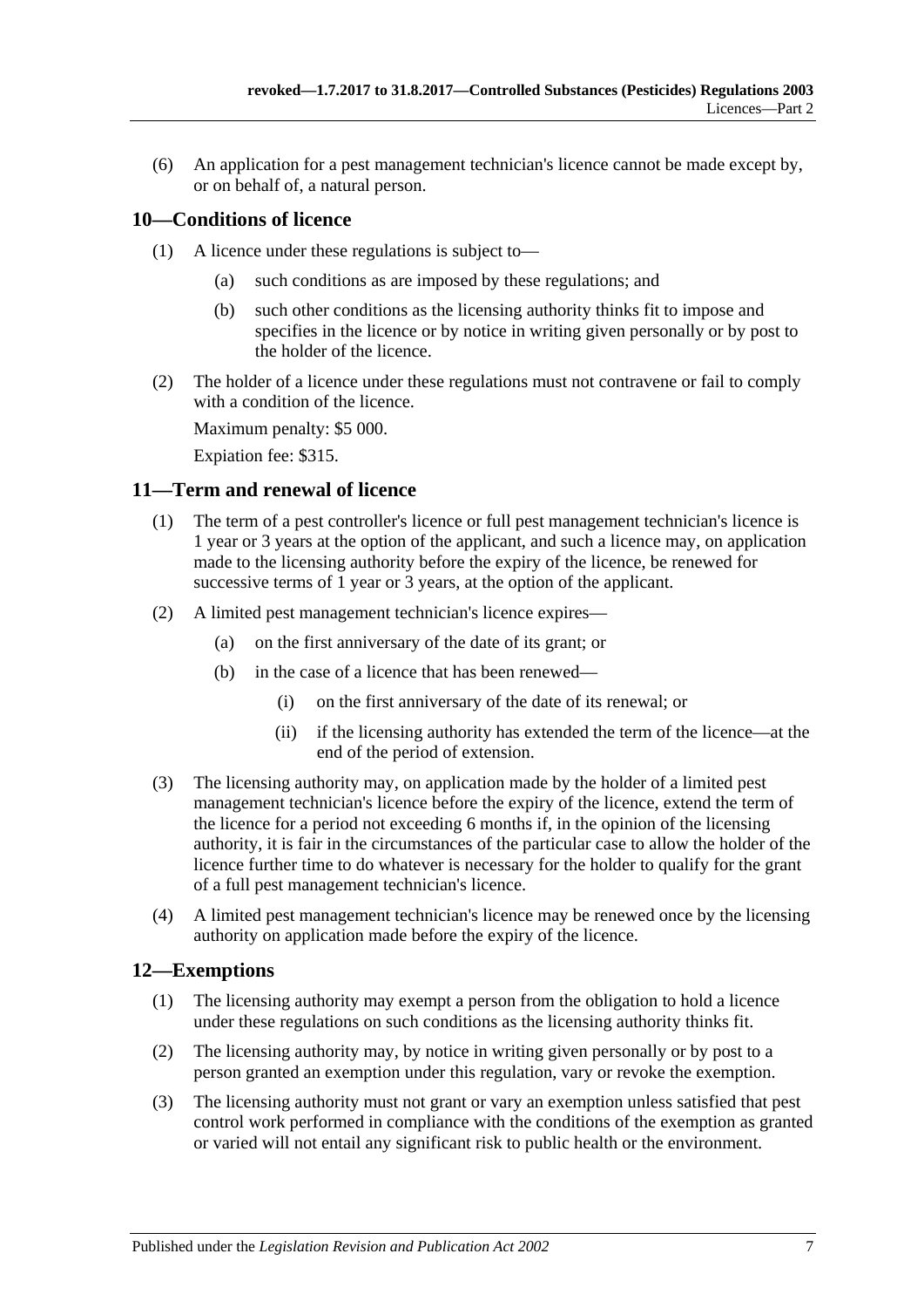(6) An application for a pest management technician's licence cannot be made except by, or on behalf of, a natural person.

## 10—Conditions of licence

(1) A licence under these regulations is subject to—

(a) such conditions as are imposed by these regulations; and

(b) such other conditions as the licensing authority thinks fit to impose and specifies in the licence or by notice in writing given personally or by post to the holder of the licence.

(2) The holder of a licence under these regulations must not contravene or fail to comply with a condition of the licence.

Maximum penalty: $5 000.

Expiation fee: $315.

## 11—Term and renewal of licence

(1) The term of a pest controller's licence or full pest management technician's licence is 1 year or 3 years at the option of the applicant, and such a licence may, on application made to the licensing authority before the expiry of the licence, be renewed for successive terms of 1 year or 3 years, at the option of the applicant.

(2) A limited pest management technician's licence expires—

(a) on the first anniversary of the date of its grant; or

(b) in the case of a licence that has been renewed—

(i) on the first anniversary of the date of its renewal; or

(ii) if the licensing authority has extended the term of the licence—at the end of the period of extension.

(3) The licensing authority may, on application made by the holder of a limited pest management technician's licence before the expiry of the licence, extend the term of the licence for a period not exceeding 6 months if, in the opinion of the licensing authority, it is fair in the circumstances of the particular case to allow the holder of the licence further time to do whatever is necessary for the holder to qualify for the grant of a full pest management technician's licence.

(4) A limited pest management technician's licence may be renewed once by the licensing authority on application made before the expiry of the licence.

## 12—Exemptions

(1) The licensing authority may exempt a person from the obligation to hold a licence under these regulations on such conditions as the licensing authority thinks fit.

(2) The licensing authority may, by notice in writing given personally or by post to a person granted an exemption under this regulation, vary or revoke the exemption.

(3) The licensing authority must not grant or vary an exemption unless satisfied that pest control work performed in compliance with the conditions of the exemption as granted or varied will not entail any significant risk to public health or the environment.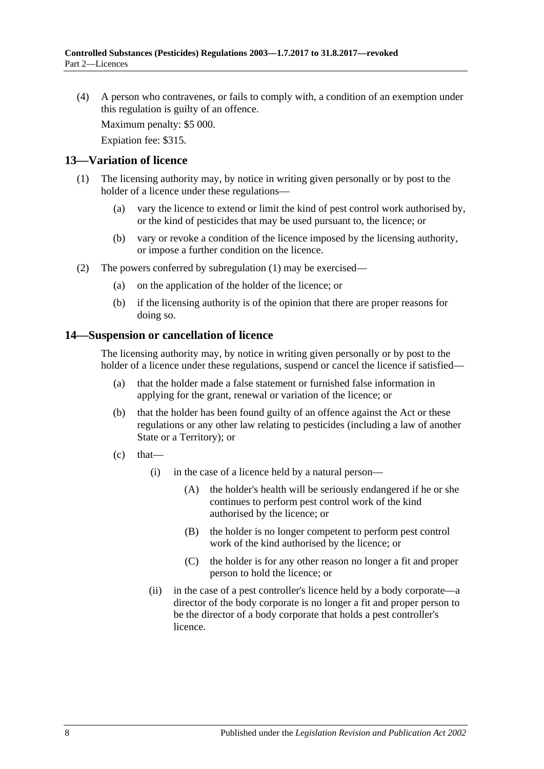(4) A person who contravenes, or fails to comply with, a condition of an exemption under this regulation is guilty of an offence.

Maximum penalty: $5 000.

Expiation fee: $315.

## 13—Variation of licence

(1) The licensing authority may, by notice in writing given personally or by post to the holder of a licence under these regulations—

   (a) vary the licence to extend or limit the kind of pest control work authorised by, or the kind of pesticides that may be used pursuant to, the licence; or

   (b) vary or revoke a condition of the licence imposed by the licensing authority, or impose a further condition on the licence.

(2) The powers conferred by subregulation (1) may be exercised—

   (a) on the application of the holder of the licence; or

   (b) if the licensing authority is of the opinion that there are proper reasons for doing so.

## 14—Suspension or cancellation of licence

The licensing authority may, by notice in writing given personally or by post to the holder of a licence under these regulations, suspend or cancel the licence if satisfied—

   (a) that the holder made a false statement or furnished false information in applying for the grant, renewal or variation of the licence; or

   (b) that the holder has been found guilty of an offence against the Act or these regulations or any other law relating to pesticides (including a law of another State or a Territory); or

   (c) that—

      (i) in the case of a licence held by a natural person—

         (A) the holder's health will be seriously endangered if he or she continues to perform pest control work of the kind authorised by the licence; or

         (B) the holder is no longer competent to perform pest control work of the kind authorised by the licence; or

         (C) the holder is for any other reason no longer a fit and proper person to hold the licence; or

      (ii) in the case of a pest controller's licence held by a body corporate—a director of the body corporate is no longer a fit and proper person to be the director of a body corporate that holds a pest controller's licence.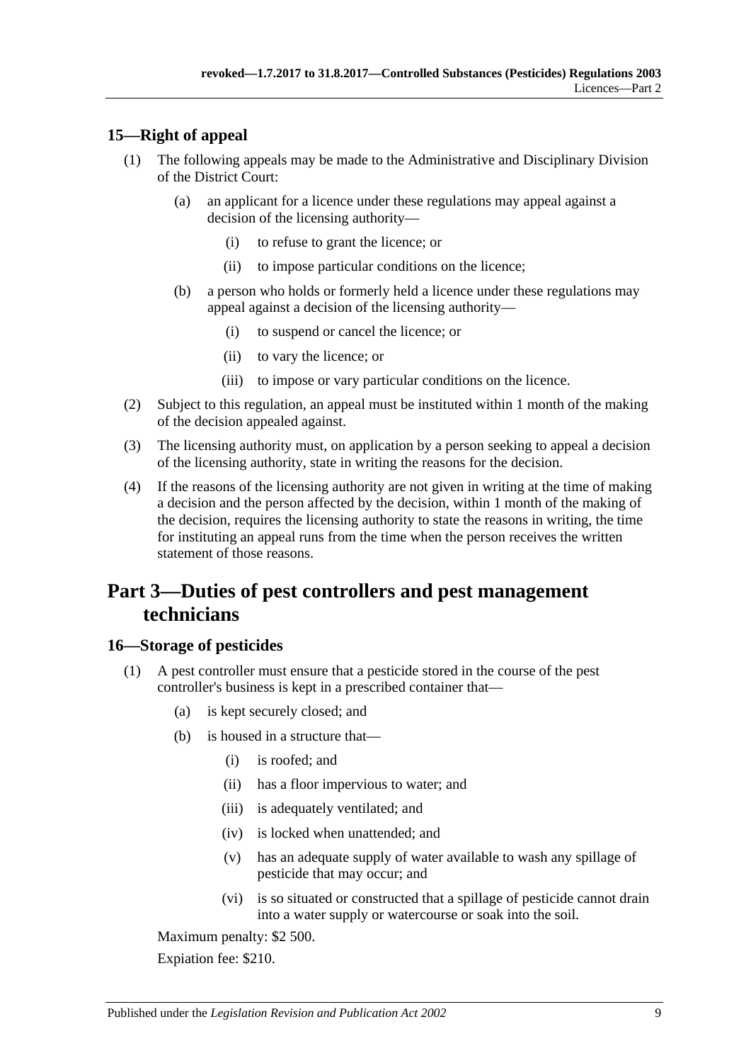## 15—Right of appeal

(1) The following appeals may be made to the Administrative and Disciplinary Division of the District Court:

 (a) an applicant for a licence under these regulations may appeal against a decision of the licensing authority—

  (i) to refuse to grant the licence; or

  (ii) to impose particular conditions on the licence;

 (b) a person who holds or formerly held a licence under these regulations may appeal against a decision of the licensing authority—

  (i) to suspend or cancel the licence; or

  (ii) to vary the licence; or

  (iii) to impose or vary particular conditions on the licence.

(2) Subject to this regulation, an appeal must be instituted within 1 month of the making of the decision appealed against.

(3) The licensing authority must, on application by a person seeking to appeal a decision of the licensing authority, state in writing the reasons for the decision.

(4) If the reasons of the licensing authority are not given in writing at the time of making a decision and the person affected by the decision, within 1 month of the making of the decision, requires the licensing authority to state the reasons in writing, the time for instituting an appeal runs from the time when the person receives the written statement of those reasons.

# Part 3—Duties of pest controllers and pest management technicians

## 16—Storage of pesticides

(1) A pest controller must ensure that a pesticide stored in the course of the pest controller's business is kept in a prescribed container that—

 (a) is kept securely closed; and

 (b) is housed in a structure that—

  (i) is roofed; and

  (ii) has a floor impervious to water; and

  (iii) is adequately ventilated; and

  (iv) is locked when unattended; and

  (v) has an adequate supply of water available to wash any spillage of pesticide that may occur; and

  (vi) is so situated or constructed that a spillage of pesticide cannot drain into a water supply or watercourse or soak into the soil.

Maximum penalty: $2 500.

Expiation fee: $210.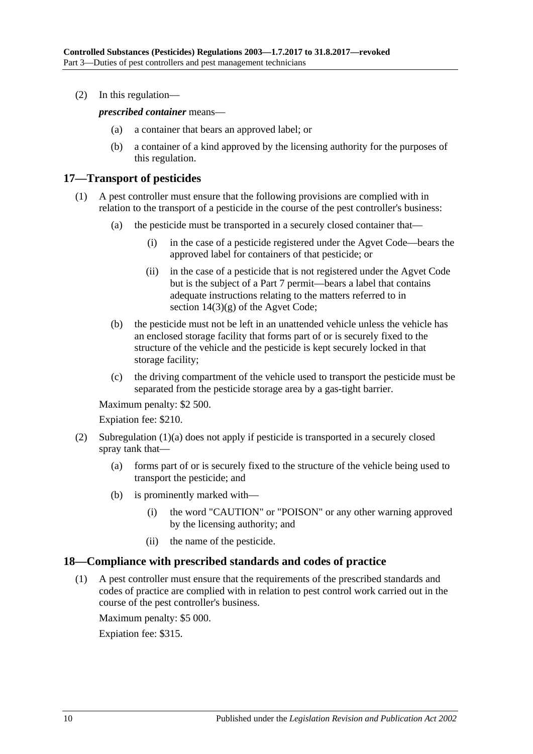(2) In this regulation—

***prescribed container*** means—

(a) a container that bears an approved label; or

(b) a container of a kind approved by the licensing authority for the purposes of this regulation.

## 17—Transport of pesticides

(1) A pest controller must ensure that the following provisions are complied with in relation to the transport of a pesticide in the course of the pest controller's business:

(a) the pesticide must be transported in a securely closed container that—

(i) in the case of a pesticide registered under the Agvet Code—bears the approved label for containers of that pesticide; or

(ii) in the case of a pesticide that is not registered under the Agvet Code but is the subject of a Part 7 permit—bears a label that contains adequate instructions relating to the matters referred to in section 14(3)(g) of the Agvet Code;

(b) the pesticide must not be left in an unattended vehicle unless the vehicle has an enclosed storage facility that forms part of or is securely fixed to the structure of the vehicle and the pesticide is kept securely locked in that storage facility;

(c) the driving compartment of the vehicle used to transport the pesticide must be separated from the pesticide storage area by a gas-tight barrier.

Maximum penalty: $2 500.

Expiation fee: $210.

(2) Subregulation (1)(a) does not apply if pesticide is transported in a securely closed spray tank that—

(a) forms part of or is securely fixed to the structure of the vehicle being used to transport the pesticide; and

(b) is prominently marked with—

(i) the word "CAUTION" or "POISON" or any other warning approved by the licensing authority; and

(ii) the name of the pesticide.

## 18—Compliance with prescribed standards and codes of practice

(1) A pest controller must ensure that the requirements of the prescribed standards and codes of practice are complied with in relation to pest control work carried out in the course of the pest controller's business.

Maximum penalty: $5 000.

Expiation fee: $315.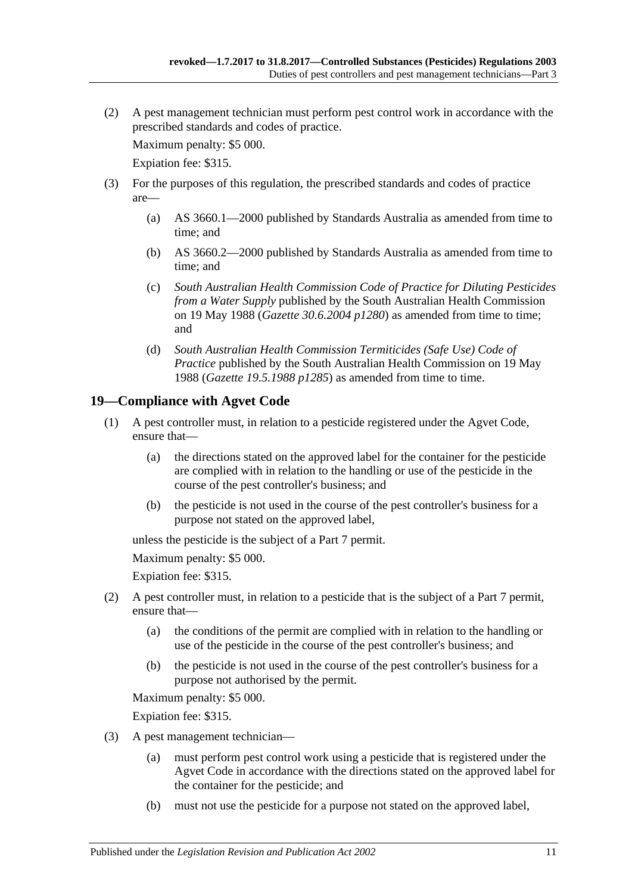(2) A pest management technician must perform pest control work in accordance with the prescribed standards and codes of practice.

Maximum penalty: $5 000.

Expiation fee: $315.

(3) For the purposes of this regulation, the prescribed standards and codes of practice are—

(a) AS 3660.1—2000 published by Standards Australia as amended from time to time; and

(b) AS 3660.2—2000 published by Standards Australia as amended from time to time; and

(c) *South Australian Health Commission Code of Practice for Diluting Pesticides from a Water Supply* published by the South Australian Health Commission on 19 May 1988 (*Gazette 30.6.2004 p1280*) as amended from time to time; and

(d) *South Australian Health Commission Termiticides (Safe Use) Code of Practice* published by the South Australian Health Commission on 19 May 1988 (*Gazette 19.5.1988 p1285*) as amended from time to time.

## 19—Compliance with Agvet Code

(1) A pest controller must, in relation to a pesticide registered under the Agvet Code, ensure that—

(a) the directions stated on the approved label for the container for the pesticide are complied with in relation to the handling or use of the pesticide in the course of the pest controller's business; and

(b) the pesticide is not used in the course of the pest controller's business for a purpose not stated on the approved label,

unless the pesticide is the subject of a Part 7 permit.

Maximum penalty: $5 000.

Expiation fee: $315.

(2) A pest controller must, in relation to a pesticide that is the subject of a Part 7 permit, ensure that—

(a) the conditions of the permit are complied with in relation to the handling or use of the pesticide in the course of the pest controller's business; and

(b) the pesticide is not used in the course of the pest controller's business for a purpose not authorised by the permit.

Maximum penalty: $5 000.

Expiation fee: $315.

(3) A pest management technician—

(a) must perform pest control work using a pesticide that is registered under the Agvet Code in accordance with the directions stated on the approved label for the container for the pesticide; and

(b) must not use the pesticide for a purpose not stated on the approved label,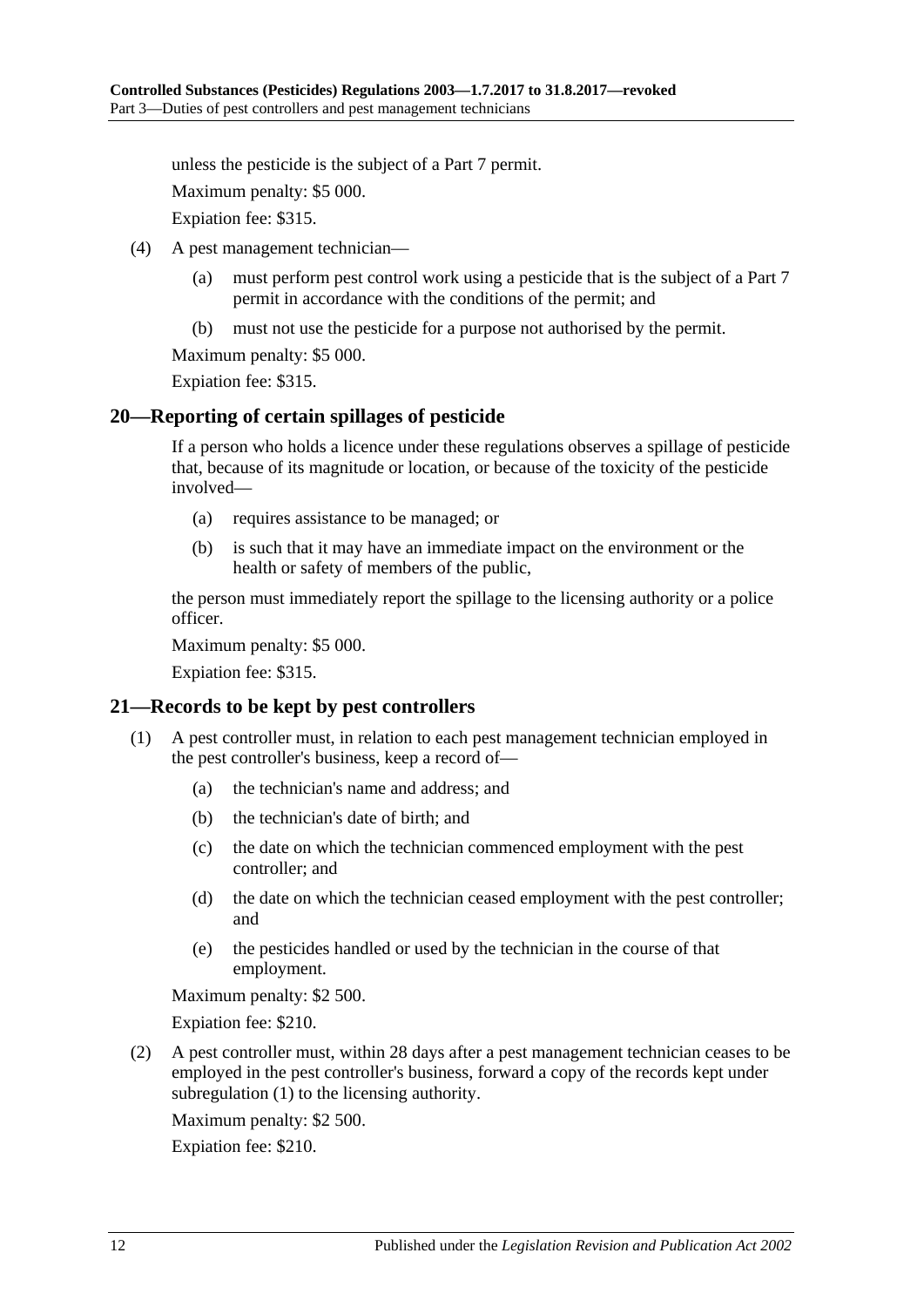unless the pesticide is the subject of a Part 7 permit.

Maximum penalty: $5 000.

Expiation fee: $315.

(4) A pest management technician—

(a) must perform pest control work using a pesticide that is the subject of a Part 7 permit in accordance with the conditions of the permit; and

(b) must not use the pesticide for a purpose not authorised by the permit.

Maximum penalty: $5 000.

Expiation fee: $315.

## 20—Reporting of certain spillages of pesticide

If a person who holds a licence under these regulations observes a spillage of pesticide that, because of its magnitude or location, or because of the toxicity of the pesticide involved—

(a) requires assistance to be managed; or

(b) is such that it may have an immediate impact on the environment or the health or safety of members of the public,

the person must immediately report the spillage to the licensing authority or a police officer.

Maximum penalty: $5 000.

Expiation fee: $315.

## 21—Records to be kept by pest controllers

(1) A pest controller must, in relation to each pest management technician employed in the pest controller's business, keep a record of—

(a) the technician's name and address; and

(b) the technician's date of birth; and

(c) the date on which the technician commenced employment with the pest controller; and

(d) the date on which the technician ceased employment with the pest controller; and

(e) the pesticides handled or used by the technician in the course of that employment.

Maximum penalty: $2 500.

Expiation fee: $210.

(2) A pest controller must, within 28 days after a pest management technician ceases to be employed in the pest controller's business, forward a copy of the records kept under subregulation (1) to the licensing authority.

Maximum penalty: $2 500.

Expiation fee: $210.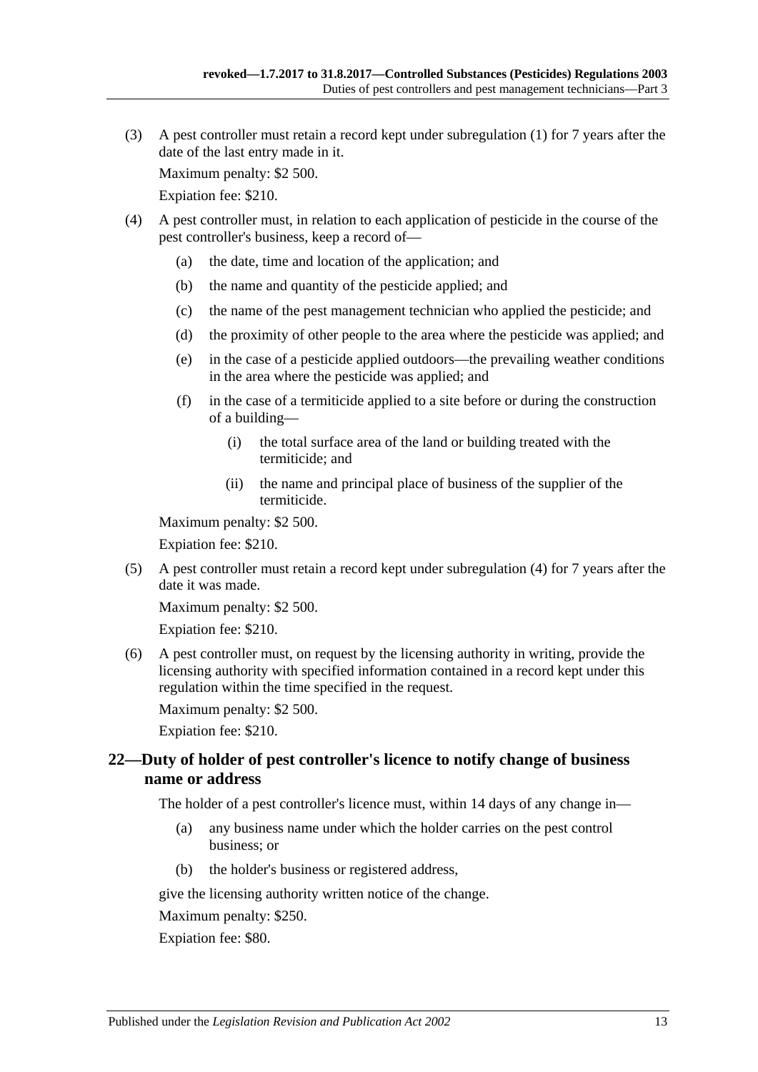(3) A pest controller must retain a record kept under subregulation (1) for 7 years after the date of the last entry made in it.

Maximum penalty: $2 500.

Expiation fee: $210.

(4) A pest controller must, in relation to each application of pesticide in the course of the pest controller's business, keep a record of—

(a) the date, time and location of the application; and

(b) the name and quantity of the pesticide applied; and

(c) the name of the pest management technician who applied the pesticide; and

(d) the proximity of other people to the area where the pesticide was applied; and

(e) in the case of a pesticide applied outdoors—the prevailing weather conditions in the area where the pesticide was applied; and

(f) in the case of a termiticide applied to a site before or during the construction of a building—

(i) the total surface area of the land or building treated with the termiticide; and

(ii) the name and principal place of business of the supplier of the termiticide.

Maximum penalty: $2 500.

Expiation fee: $210.

(5) A pest controller must retain a record kept under subregulation (4) for 7 years after the date it was made.

Maximum penalty: $2 500.

Expiation fee: $210.

(6) A pest controller must, on request by the licensing authority in writing, provide the licensing authority with specified information contained in a record kept under this regulation within the time specified in the request.

Maximum penalty: $2 500.

Expiation fee: $210.

## 22—Duty of holder of pest controller's licence to notify change of business name or address

The holder of a pest controller's licence must, within 14 days of any change in—

(a) any business name under which the holder carries on the pest control business; or

(b) the holder's business or registered address,

give the licensing authority written notice of the change.

Maximum penalty: $250.

Expiation fee: $80.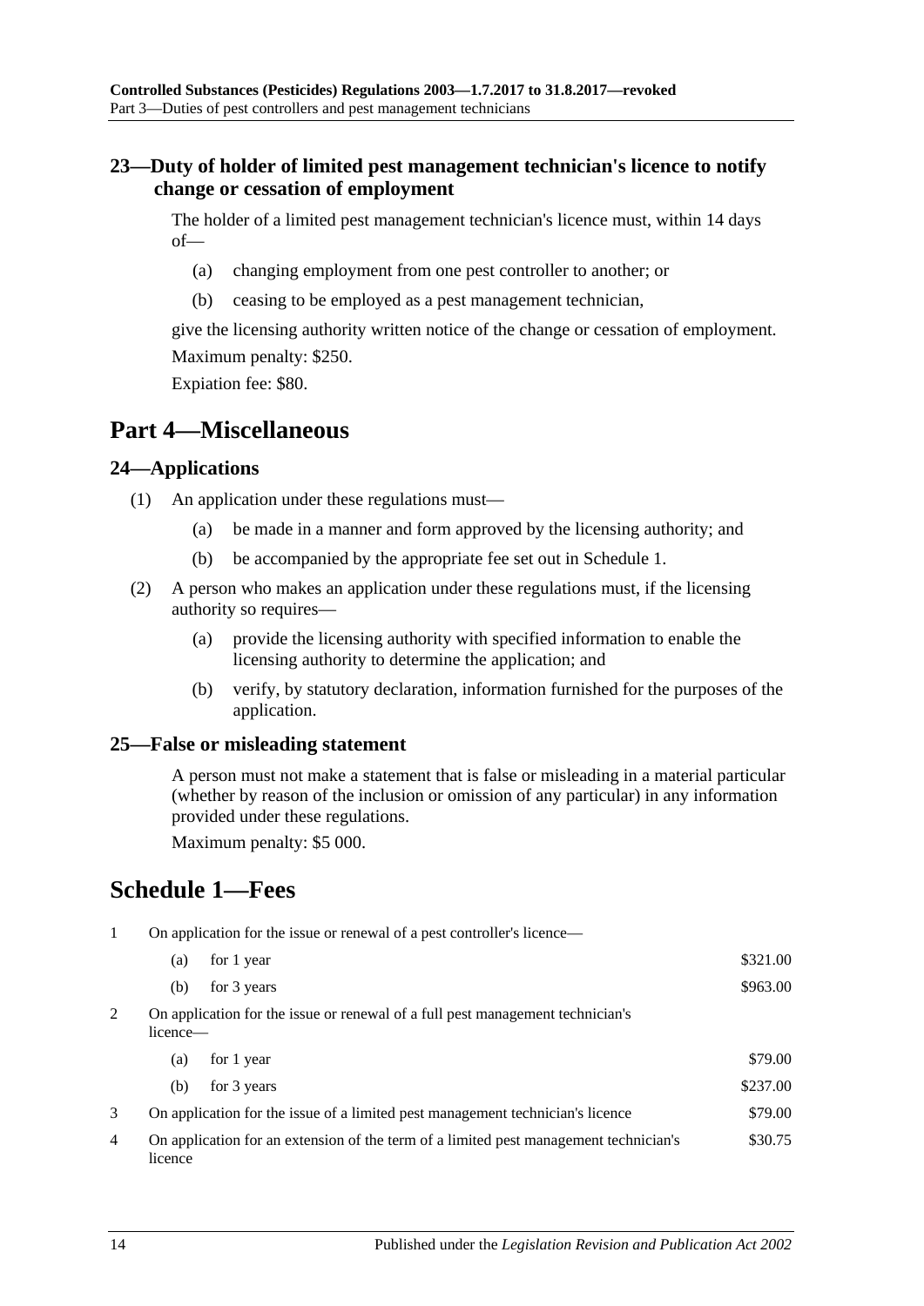### 23—Duty of holder of limited pest management technician's licence to notify change or cessation of employment

The holder of a limited pest management technician's licence must, within 14 days of—

(a) changing employment from one pest controller to another; or

(b) ceasing to be employed as a pest management technician,

give the licensing authority written notice of the change or cessation of employment.

Maximum penalty: $250.

Expiation fee: $80.

## Part 4—Miscellaneous

### 24—Applications

(1) An application under these regulations must—

(a) be made in a manner and form approved by the licensing authority; and

(b) be accompanied by the appropriate fee set out in Schedule 1.

(2) A person who makes an application under these regulations must, if the licensing authority so requires—

(a) provide the licensing authority with specified information to enable the licensing authority to determine the application; and

(b) verify, by statutory declaration, information furnished for the purposes of the application.

### 25—False or misleading statement

A person must not make a statement that is false or misleading in a material particular (whether by reason of the inclusion or omission of any particular) in any information provided under these regulations.

Maximum penalty: $5 000.

## Schedule 1—Fees

| | | | |
|---|---|---|---|
| 1 | On application for the issue or renewal of a pest controller's licence— | | |
| | (a) | for 1 year | $321.00 |
| | (b) | for 3 years | $963.00 |
| 2 | On application for the issue or renewal of a full pest management technician's licence— | | |
| | (a) | for 1 year | $79.00 |
| | (b) | for 3 years | $237.00 |
| 3 | On application for the issue of a limited pest management technician's licence | | $79.00 |
| 4 | On application for an extension of the term of a limited pest management technician's licence | | $30.75 |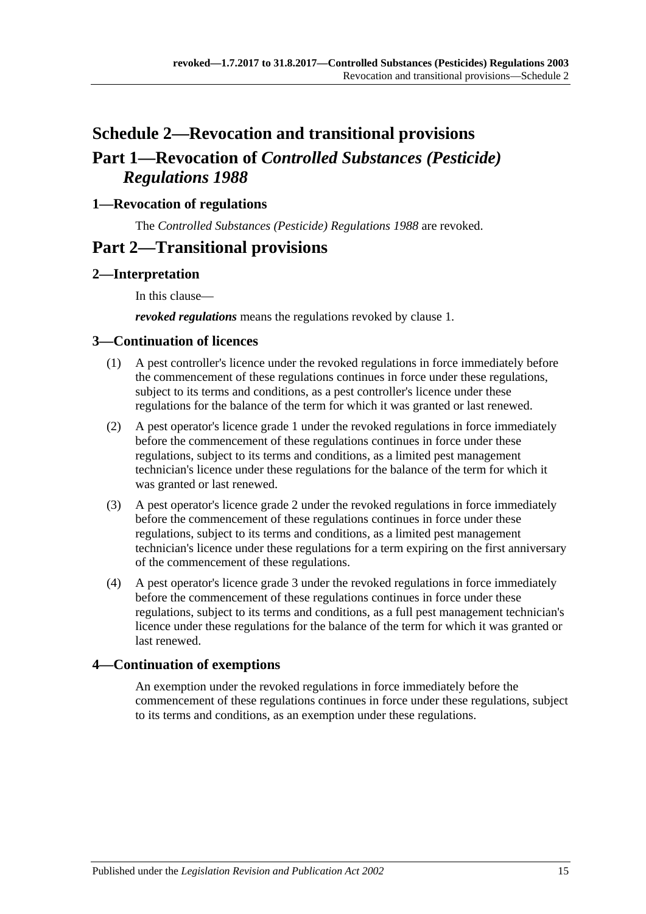# Schedule 2—Revocation and transitional provisions

# Part 1—Revocation of *Controlled Substances (Pesticide) Regulations 1988*

### 1—Revocation of regulations

The *Controlled Substances (Pesticide) Regulations 1988* are revoked.

# Part 2—Transitional provisions

### 2—Interpretation

In this clause—

***revoked regulations*** means the regulations revoked by clause 1.

### 3—Continuation of licences

(1) A pest controller's licence under the revoked regulations in force immediately before the commencement of these regulations continues in force under these regulations, subject to its terms and conditions, as a pest controller's licence under these regulations for the balance of the term for which it was granted or last renewed.

(2) A pest operator's licence grade 1 under the revoked regulations in force immediately before the commencement of these regulations continues in force under these regulations, subject to its terms and conditions, as a limited pest management technician's licence under these regulations for the balance of the term for which it was granted or last renewed.

(3) A pest operator's licence grade 2 under the revoked regulations in force immediately before the commencement of these regulations continues in force under these regulations, subject to its terms and conditions, as a limited pest management technician's licence under these regulations for a term expiring on the first anniversary of the commencement of these regulations.

(4) A pest operator's licence grade 3 under the revoked regulations in force immediately before the commencement of these regulations continues in force under these regulations, subject to its terms and conditions, as a full pest management technician's licence under these regulations for the balance of the term for which it was granted or last renewed.

### 4—Continuation of exemptions

An exemption under the revoked regulations in force immediately before the commencement of these regulations continues in force under these regulations, subject to its terms and conditions, as an exemption under these regulations.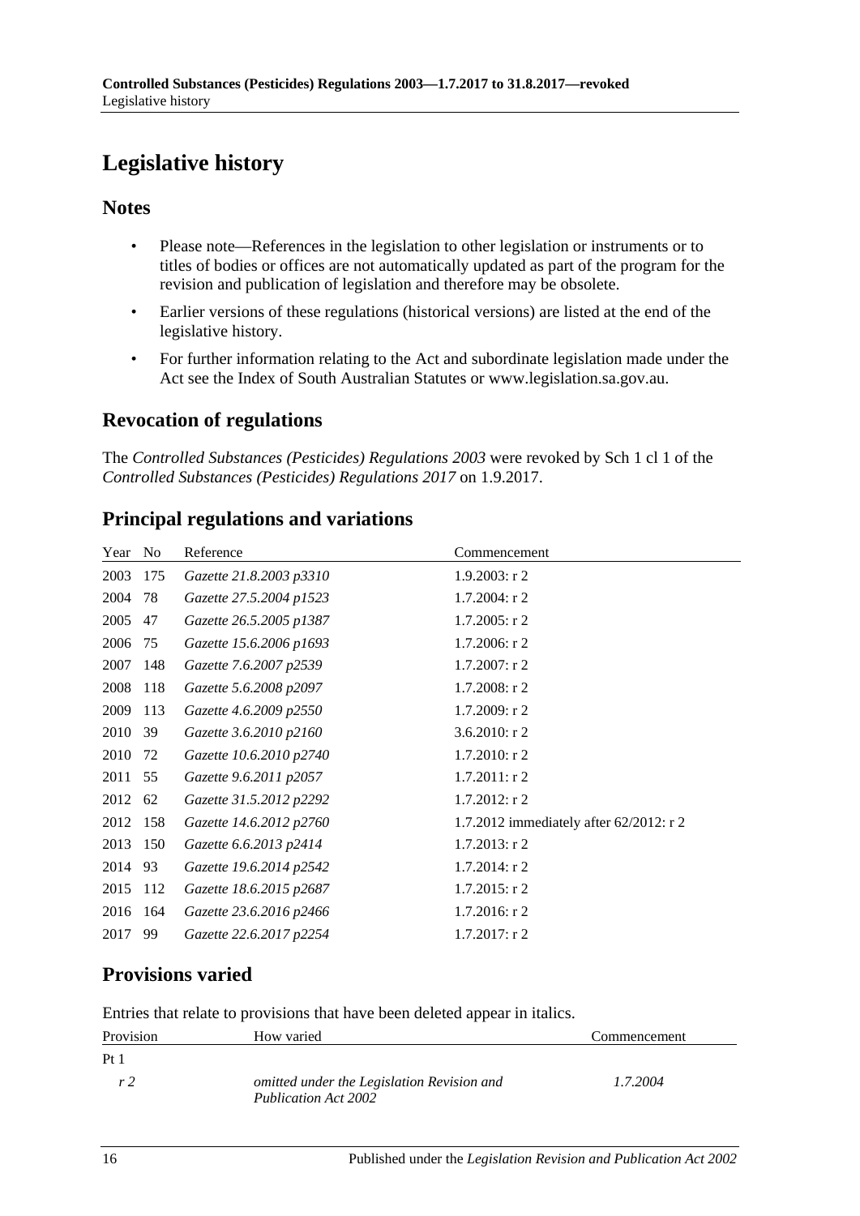# Legislative history

## Notes

- Please note—References in the legislation to other legislation or instruments or to titles of bodies or offices are not automatically updated as part of the program for the revision and publication of legislation and therefore may be obsolete.
- Earlier versions of these regulations (historical versions) are listed at the end of the legislative history.
- For further information relating to the Act and subordinate legislation made under the Act see the Index of South Australian Statutes or www.legislation.sa.gov.au.

## Revocation of regulations

The *Controlled Substances (Pesticides) Regulations 2003* were revoked by Sch 1 cl 1 of the *Controlled Substances (Pesticides) Regulations 2017* on 1.9.2017.

## Principal regulations and variations

| Year | No | Reference | Commencement |
|---|---|---|---|
| 2003 | 175 | *Gazette 21.8.2003 p3310* | 1.9.2003: r 2 |
| 2004 | 78 | *Gazette 27.5.2004 p1523* | 1.7.2004: r 2 |
| 2005 | 47 | *Gazette 26.5.2005 p1387* | 1.7.2005: r 2 |
| 2006 | 75 | *Gazette 15.6.2006 p1693* | 1.7.2006: r 2 |
| 2007 | 148 | *Gazette 7.6.2007 p2539* | 1.7.2007: r 2 |
| 2008 | 118 | *Gazette 5.6.2008 p2097* | 1.7.2008: r 2 |
| 2009 | 113 | *Gazette 4.6.2009 p2550* | 1.7.2009: r 2 |
| 2010 | 39 | *Gazette 3.6.2010 p2160* | 3.6.2010: r 2 |
| 2010 | 72 | *Gazette 10.6.2010 p2740* | 1.7.2010: r 2 |
| 2011 | 55 | *Gazette 9.6.2011 p2057* | 1.7.2011: r 2 |
| 2012 | 62 | *Gazette 31.5.2012 p2292* | 1.7.2012: r 2 |
| 2012 | 158 | *Gazette 14.6.2012 p2760* | 1.7.2012 immediately after 62/2012: r 2 |
| 2013 | 150 | *Gazette 6.6.2013 p2414* | 1.7.2013: r 2 |
| 2014 | 93 | *Gazette 19.6.2014 p2542* | 1.7.2014: r 2 |
| 2015 | 112 | *Gazette 18.6.2015 p2687* | 1.7.2015: r 2 |
| 2016 | 164 | *Gazette 23.6.2016 p2466* | 1.7.2016: r 2 |
| 2017 | 99 | *Gazette 22.6.2017 p2254* | 1.7.2017: r 2 |

## Provisions varied

Entries that relate to provisions that have been deleted appear in italics.

| Provision | How varied | Commencement |
|---|---|---|
| Pt 1 | | |
| *r 2* | *omitted under the Legislation Revision and Publication Act 2002* | *1.7.2004* |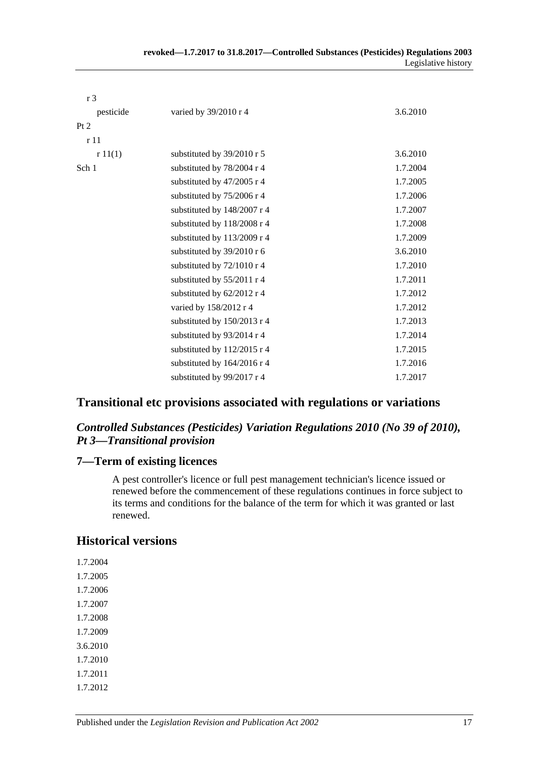| | | |
|---|---|---|
| r 3 | | |
| pesticide | varied by 39/2010 r 4 | 3.6.2010 |
| Pt 2 | | |
| r 11 | | |
| r 11(1) | substituted by 39/2010 r 5 | 3.6.2010 |
| Sch 1 | substituted by 78/2004 r 4 | 1.7.2004 |
| | substituted by 47/2005 r 4 | 1.7.2005 |
| | substituted by 75/2006 r 4 | 1.7.2006 |
| | substituted by 148/2007 r 4 | 1.7.2007 |
| | substituted by 118/2008 r 4 | 1.7.2008 |
| | substituted by 113/2009 r 4 | 1.7.2009 |
| | substituted by 39/2010 r 6 | 3.6.2010 |
| | substituted by 72/1010 r 4 | 1.7.2010 |
| | substituted by 55/2011 r 4 | 1.7.2011 |
| | substituted by 62/2012 r 4 | 1.7.2012 |
| | varied by 158/2012 r 4 | 1.7.2012 |
| | substituted by 150/2013 r 4 | 1.7.2013 |
| | substituted by 93/2014 r 4 | 1.7.2014 |
| | substituted by 112/2015 r 4 | 1.7.2015 |
| | substituted by 164/2016 r 4 | 1.7.2016 |
| | substituted by 99/2017 r 4 | 1.7.2017 |

## Transitional etc provisions associated with regulations or variations

### *Controlled Substances (Pesticides) Variation Regulations 2010 (No 39 of 2010), Pt 3—Transitional provision*

### 7—Term of existing licences

A pest controller's licence or full pest management technician's licence issued or renewed before the commencement of these regulations continues in force subject to its terms and conditions for the balance of the term for which it was granted or last renewed.

## Historical versions

1.7.2004
1.7.2005
1.7.2006
1.7.2007
1.7.2008
1.7.2009
3.6.2010
1.7.2010
1.7.2011
1.7.2012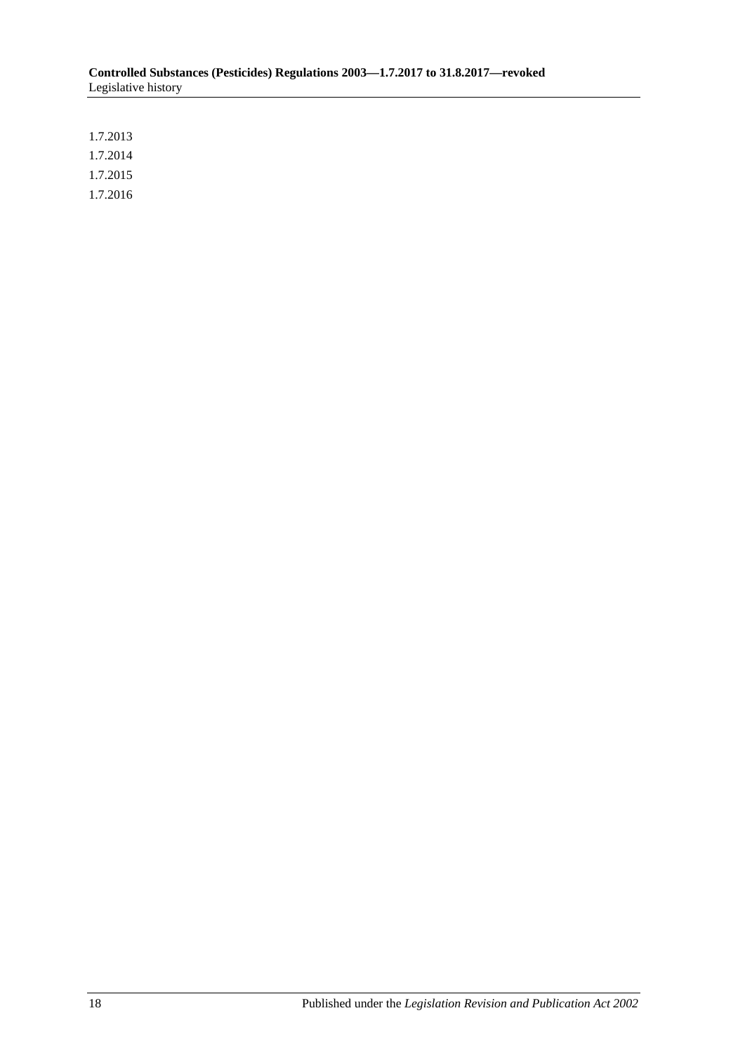1.7.2013

1.7.2014

1.7.2015

1.7.2016